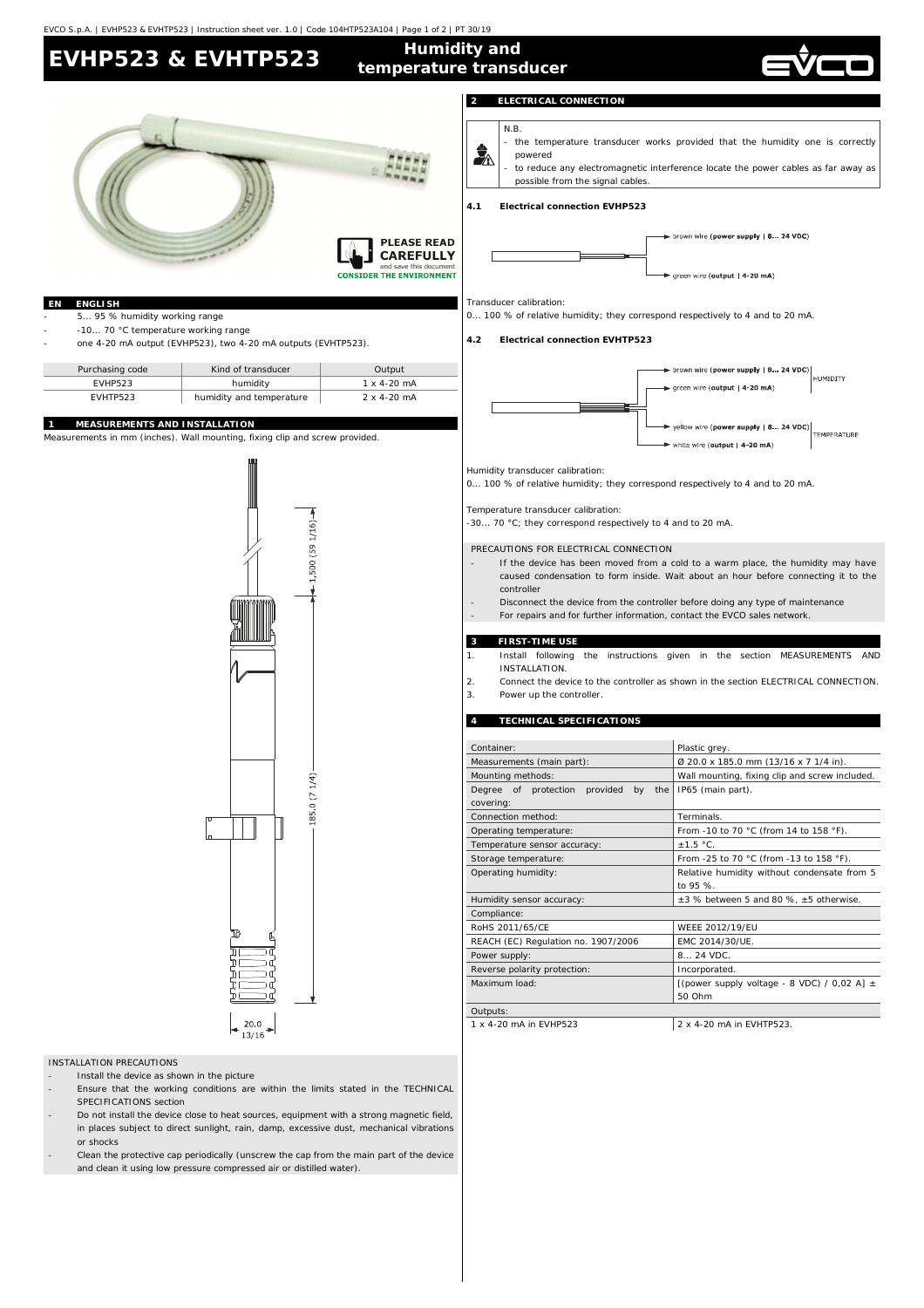# EVHP523 & EVHTP523

## Humidity and temperature transducer

PLEASE READ CAREFULLY and save this document
CONSIDER THE ENVIRONMENT

## EN ENGLISH

- 5... 95 % humidity working range
- -10... 70 °C temperature working range
- one 4-20 mA output (EVHP523), two 4-20 mA outputs (EVHTP523).

| Purchasing code | Kind of transducer | Output |
|---|---|---|
| EVHP523 | humidity | 1 x 4-20 mA |
| EVHTP523 | humidity and temperature | 2 x 4-20 mA |

## 1 MEASUREMENTS AND INSTALLATION

Measurements in mm (inches). Wall mounting, fixing clip and screw provided.

1,500 (59 1/16)

185.0 (7 1/4)

20.0
13/16

INSTALLATION PRECAUTIONS

- Install the device as shown in the picture
- Ensure that the working conditions are within the limits stated in the TECHNICAL SPECIFICATIONS section
- Do not install the device close to heat sources, equipment with a strong magnetic field, in places subject to direct sunlight, rain, damp, excessive dust, mechanical vibrations or shocks
- Clean the protective cap periodically (unscrew the cap from the main part of the device and clean it using low pressure compressed air or distilled water).

## 2 ELECTRICAL CONNECTION

N.B.
- the temperature transducer works provided that the humidity one is correctly powered
- to reduce any electromagnetic interference locate the power cables as far away as possible from the signal cables.

### 4.1 Electrical connection EVHP523

- brown wire (**power supply | 8... 24 VDC**)
- green wire (**output | 4-20 mA**)

Transducer calibration:
0... 100 % of relative humidity; they correspond respectively to 4 and to 20 mA.

### 4.2 Electrical connection EVHTP523

HUMIDITY
- brown wire (**power supply | 8... 24 VDC**)
- green wire (**output | 4-20 mA**)

TEMPERATURE
- yellow wire (**power supply | 8... 24 VDC**)
- white wire (**output | 4-20 mA**)

Humidity transducer calibration:
0... 100 % of relative humidity; they correspond respectively to 4 and to 20 mA.

Temperature transducer calibration:
-30... 70 °C; they correspond respectively to 4 and to 20 mA.

PRECAUTIONS FOR ELECTRICAL CONNECTION

- If the device has been moved from a cold to a warm place, the humidity may have caused condensation to form inside. Wait about an hour before connecting it to the controller
- Disconnect the device from the controller before doing any type of maintenance
- For repairs and for further information, contact the EVCO sales network.

## 3 FIRST-TIME USE

1. Install following the instructions given in the section MEASUREMENTS AND INSTALLATION.
2. Connect the device to the controller as shown in the section ELECTRICAL CONNECTION.
3. Power up the controller.

## 4 TECHNICAL SPECIFICATIONS

| | |
|---|---|
| Container: | Plastic grey. |
| Measurements (main part): | Ø 20.0 x 185.0 mm (13/16 x 7 1/4 in). |
| Mounting methods: | Wall mounting, fixing clip and screw included. |
| Degree of protection provided by the covering: | IP65 (main part). |
| Connection method: | Terminals. |
| Operating temperature: | From -10 to 70 °C (from 14 to 158 °F). |
| Temperature sensor accuracy: | ±1.5 °C. |
| Storage temperature: | From -25 to 70 °C (from -13 to 158 °F). |
| Operating humidity: | Relative humidity without condensate from 5 to 95 %. |
| Humidity sensor accuracy: | ±3 % between 5 and 80 %, ±5 otherwise. |
| Compliance: | |
| RoHS 2011/65/CE | WEEE 2012/19/EU |
| REACH (EC) Regulation no. 1907/2006 | EMC 2014/30/UE. |
| Power supply: | 8... 24 VDC. |
| Reverse polarity protection: | Incorporated. |
| Maximum load: | [(power supply voltage - 8 VDC) / 0,02 A] ± 50 Ohm |
| Outputs: | |
| 1 x 4-20 mA in EVHP523 | 2 x 4-20 mA in EVHTP523. |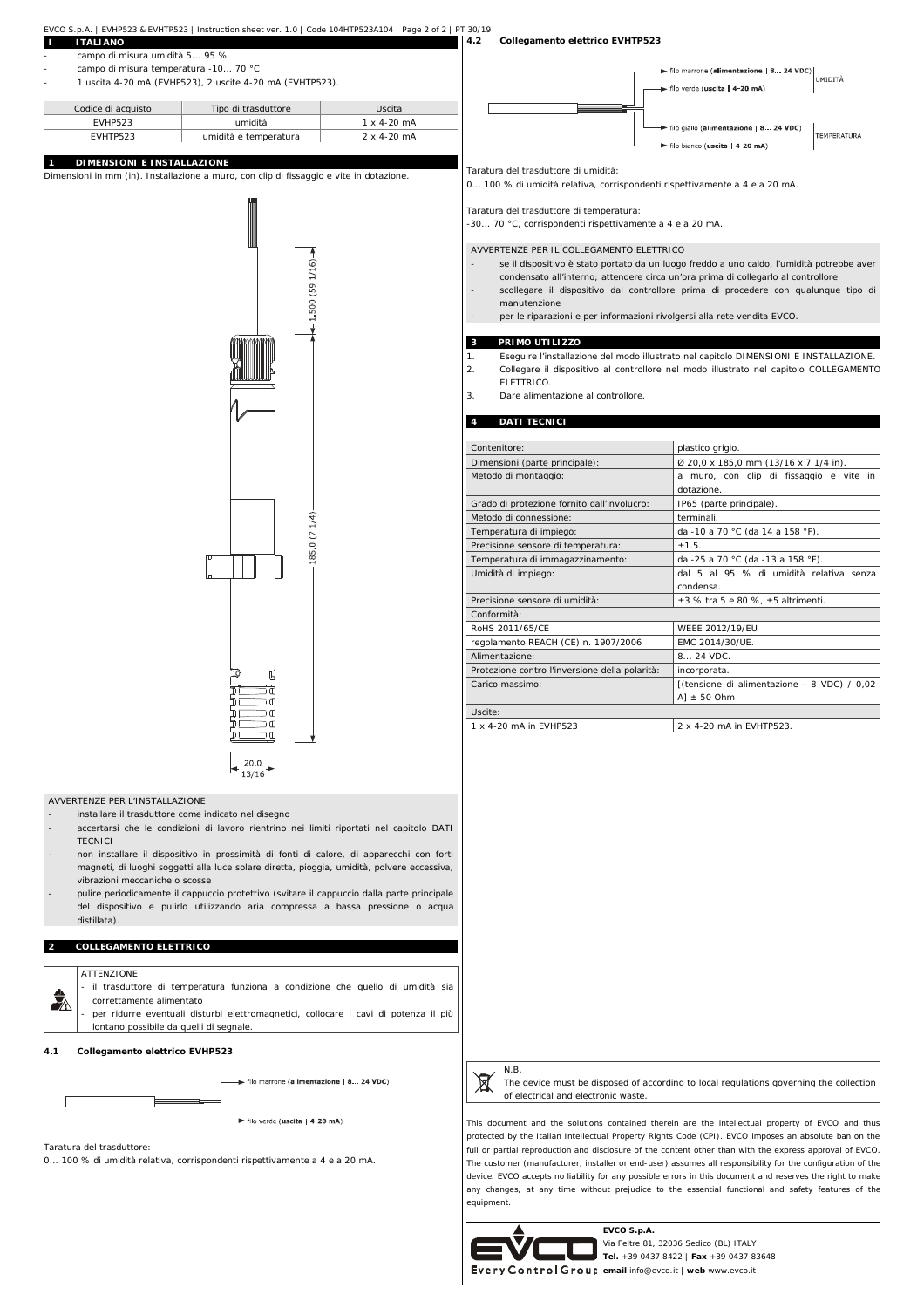# I ITALIANO

- campo di misura umidità 5... 95 %
- campo di misura temperatura -10... 70 °C
- 1 uscita 4-20 mA (EVHP523), 2 uscite 4-20 mA (EVHTP523).

| Codice di acquisto | Tipo di trasduttore | Uscita |
|---|---|---|
| EVHP523 | umidità | 1 x 4-20 mA |
| EVHTP523 | umidità e temperatura | 2 x 4-20 mA |

## 1 DIMENSIONI E INSTALLAZIONE

Dimensioni in mm (in). Installazione a muro, con clip di fissaggio e vite in dotazione.

1.500 (59 1/16)

185,0 (7 1/4)

20,0
13/16

AVVERTENZE PER L'INSTALLAZIONE

- installare il trasduttore come indicato nel disegno
- accertarsi che le condizioni di lavoro rientrino nei limiti riportati nel capitolo DATI TECNICI
- non installare il dispositivo in prossimità di fonti di calore, di apparecchi con forti magneti, di luoghi soggetti alla luce solare diretta, pioggia, umidità, polvere eccessiva, vibrazioni meccaniche o scosse
- pulire periodicamente il cappuccio protettivo (svitare il cappuccio dalla parte principale del dispositivo e pulirlo utilizzando aria compressa a bassa pressione o acqua distillata).

## 2 COLLEGAMENTO ELETTRICO

ATTENZIONE

- il trasduttore di temperatura funziona a condizione che quello di umidità sia correttamente alimentato
- per ridurre eventuali disturbi elettromagnetici, collocare i cavi di potenza il più lontano possibile da quelli di segnale.

### 4.1 Collegamento elettrico EVHP523

filo marrone (**alimentazione | 8... 24 VDC**)

filo verde (**uscita | 4-20 mA**)

Taratura del trasduttore:

0... 100 % di umidità relativa, corrispondenti rispettivamente a 4 e a 20 mA.

### 4.2 Collegamento elettrico EVHTP523

filo marrone (**alimentazione | 8... 24 VDC**)

filo verde (**uscita | 4-20 mA**)

UMIDITÀ

filo giallo (**alimentazione | 8... 24 VDC**)

filo bianco (**uscita | 4-20 mA**)

TEMPERATURA

Taratura del trasduttore di umidità:

0... 100 % di umidità relativa, corrispondenti rispettivamente a 4 e a 20 mA.

Taratura del trasduttore di temperatura:

-30... 70 °C, corrispondenti rispettivamente a 4 e a 20 mA.

AVVERTENZE PER IL COLLEGAMENTO ELETTRICO

- se il dispositivo è stato portato da un luogo freddo a uno caldo, l'umidità potrebbe aver condensato all'interno; attendere circa un'ora prima di collegarlo al controllore
- scollegare il dispositivo dal controllore prima di procedere con qualunque tipo di manutenzione
- per le riparazioni e per informazioni rivolgersi alla rete vendita EVCO.

## 3 PRIMO UTILIZZO

1. Eseguire l'installazione del modo illustrato nel capitolo DIMENSIONI E INSTALLAZIONE.
2. Collegare il dispositivo al controllore nel modo illustrato nel capitolo COLLEGAMENTO ELETTRICO.
3. Dare alimentazione al controllore.

## 4 DATI TECNICI

| | |
|---|---|
| Contenitore: | plastico grigio. |
| Dimensioni (parte principale): | Ø 20,0 x 185,0 mm (13/16 x 7 1/4 in). |
| Metodo di montaggio: | a muro, con clip di fissaggio e vite in dotazione. |
| Grado di protezione fornito dall'involucro: | IP65 (parte principale). |
| Metodo di connessione: | terminali. |
| Temperatura di impiego: | da -10 a 70 °C (da 14 a 158 °F). |
| Precisione sensore di temperatura: | ±1.5. |
| Temperatura di immagazzinamento: | da -25 a 70 °C (da -13 a 158 °F). |
| Umidità di impiego: | dal 5 al 95 % di umidità relativa senza condensa. |
| Precisione sensore di umidità: | ±3 % tra 5 e 80 %, ±5 altrimenti. |
| Conformità: | |
| RoHS 2011/65/CE | WEEE 2012/19/EU |
| regolamento REACH (CE) n. 1907/2006 | EMC 2014/30/UE. |
| Alimentazione: | 8... 24 VDC. |
| Protezione contro l'inversione della polarità: | incorporata. |
| Carico massimo: | [(tensione di alimentazione - 8 VDC) / 0,02 A] ± 50 Ohm |
| Uscite: | |
| 1 x 4-20 mA in EVHP523 | 2 x 4-20 mA in EVHTP523. |

N.B.
The device must be disposed of according to local regulations governing the collection of electrical and electronic waste.

This document and the solutions contained therein are the intellectual property of EVCO and thus protected by the Italian Intellectual Property Rights Code (CPI). EVCO imposes an absolute ban on the full or partial reproduction and disclosure of the content other than with the express approval of EVCO. The customer (manufacturer, installer or end-user) assumes all responsibility for the configuration of the device. EVCO accepts no liability for any possible errors in this document and reserves the right to make any changes, at any time without prejudice to the essential functional and safety features of the equipment.

**EVCO S.p.A.**
Via Feltre 81, 32036 Sedico (BL) ITALY
**Tel.** +39 0437 8422 | **Fax** +39 0437 83648
**email** info@evco.it | **web** www.evco.it